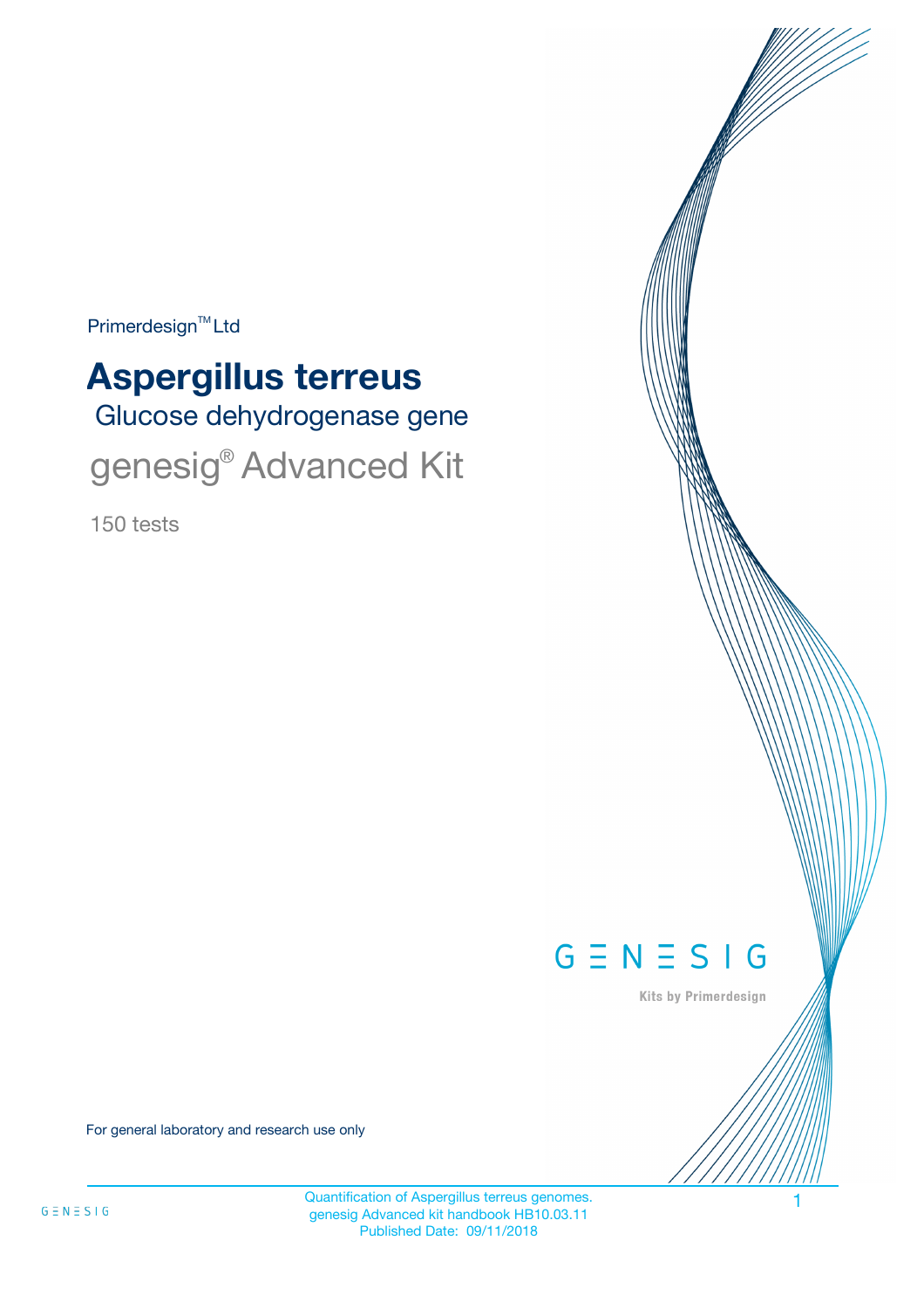Primerdesign™ Ltd

# Aspergillus terreus

## Glucose dehydrogenase gene

genesig® Advanced Kit

150 tests

GENESIG

Kits by Primerdesign

For general laboratory and research use only

Quantification of Aspergillus terreus genomes.
genesig Advanced kit handbook HB10.03.11
Published Date: 09/11/2018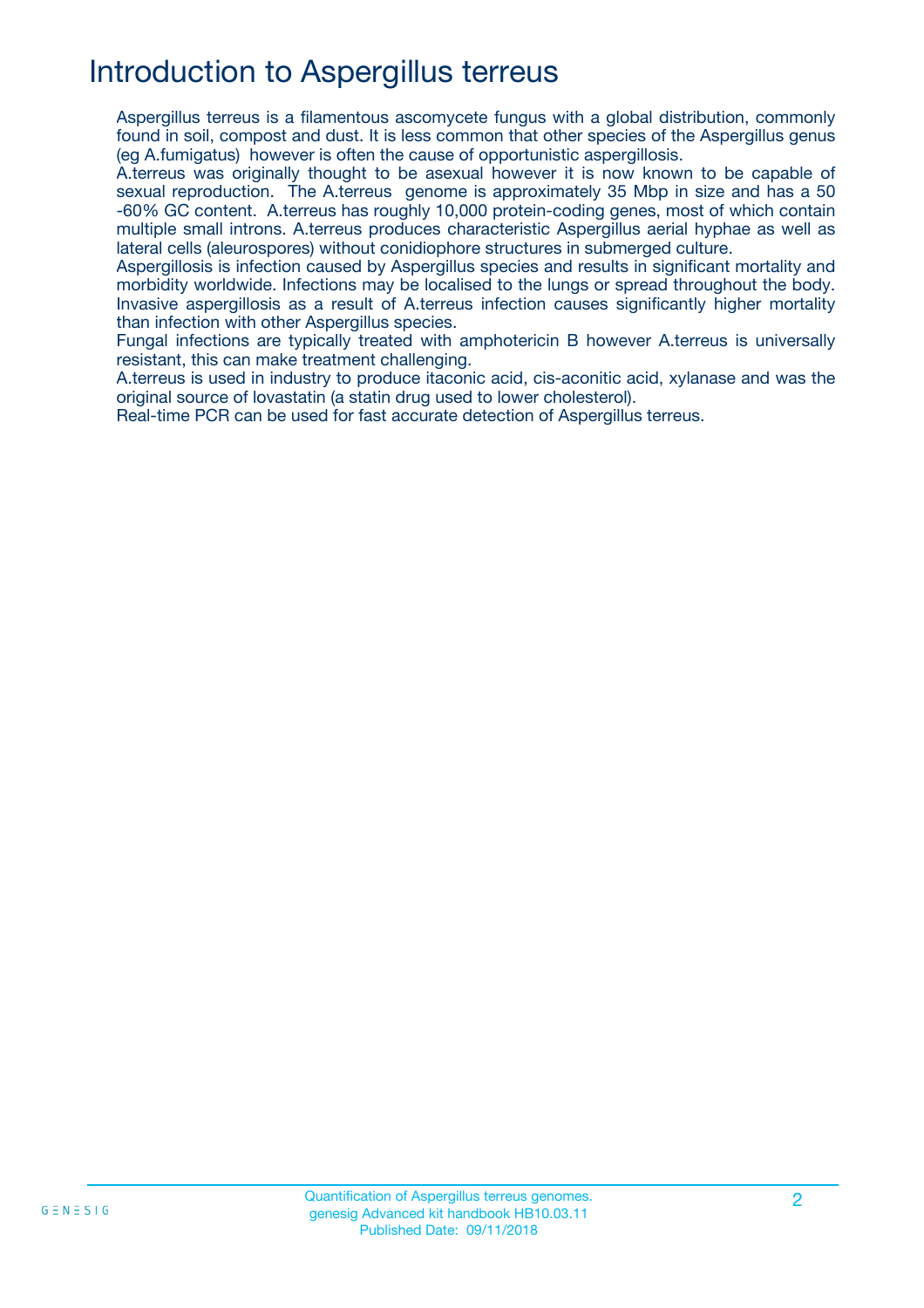# Introduction to Aspergillus terreus

Aspergillus terreus is a filamentous ascomycete fungus with a global distribution, commonly found in soil, compost and dust. It is less common that other species of the Aspergillus genus (eg A.fumigatus) however is often the cause of opportunistic aspergillosis.

A.terreus was originally thought to be asexual however it is now known to be capable of sexual reproduction. The A.terreus genome is approximately 35 Mbp in size and has a 50 -60% GC content. A.terreus has roughly 10,000 protein-coding genes, most of which contain multiple small introns. A.terreus produces characteristic Aspergillus aerial hyphae as well as lateral cells (aleurospores) without conidiophore structures in submerged culture.

Aspergillosis is infection caused by Aspergillus species and results in significant mortality and morbidity worldwide. Infections may be localised to the lungs or spread throughout the body. Invasive aspergillosis as a result of A.terreus infection causes significantly higher mortality than infection with other Aspergillus species.

Fungal infections are typically treated with amphotericin B however A.terreus is universally resistant, this can make treatment challenging.

A.terreus is used in industry to produce itaconic acid, cis-aconitic acid, xylanase and was the original source of lovastatin (a statin drug used to lower cholesterol).

Real-time PCR can be used for fast accurate detection of Aspergillus terreus.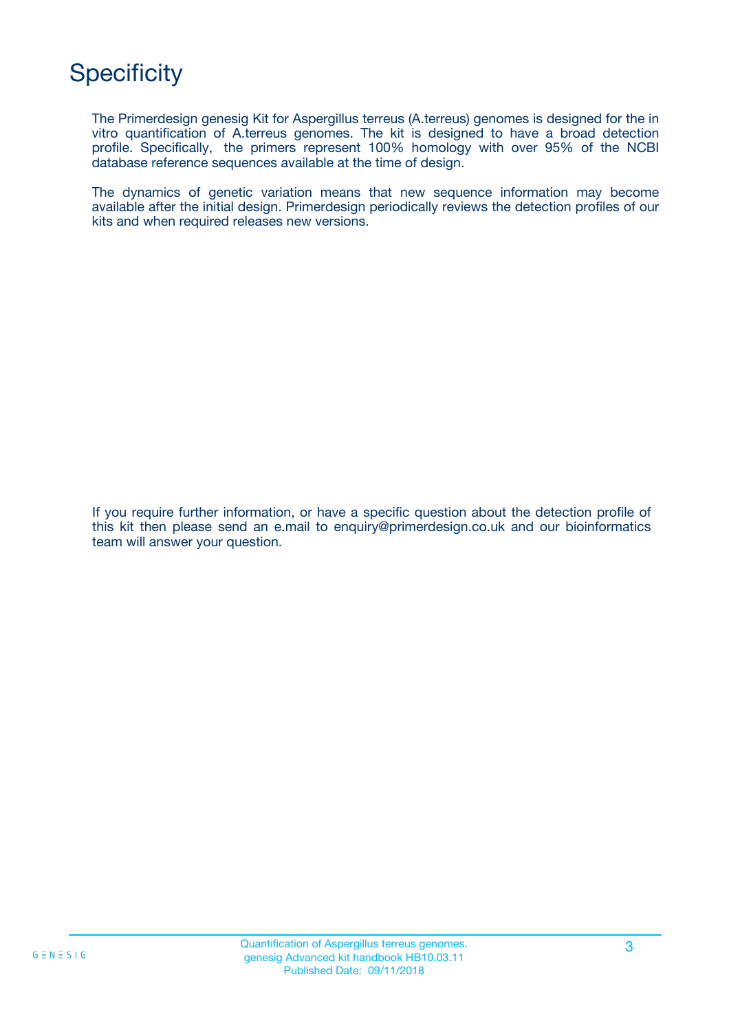# Specificity

The Primerdesign genesig Kit for Aspergillus terreus (A.terreus) genomes is designed for the in vitro quantification of A.terreus genomes. The kit is designed to have a broad detection profile. Specifically, the primers represent 100% homology with over 95% of the NCBI database reference sequences available at the time of design.

The dynamics of genetic variation means that new sequence information may become available after the initial design. Primerdesign periodically reviews the detection profiles of our kits and when required releases new versions.

If you require further information, or have a specific question about the detection profile of this kit then please send an e.mail to enquiry@primerdesign.co.uk and our bioinformatics team will answer your question.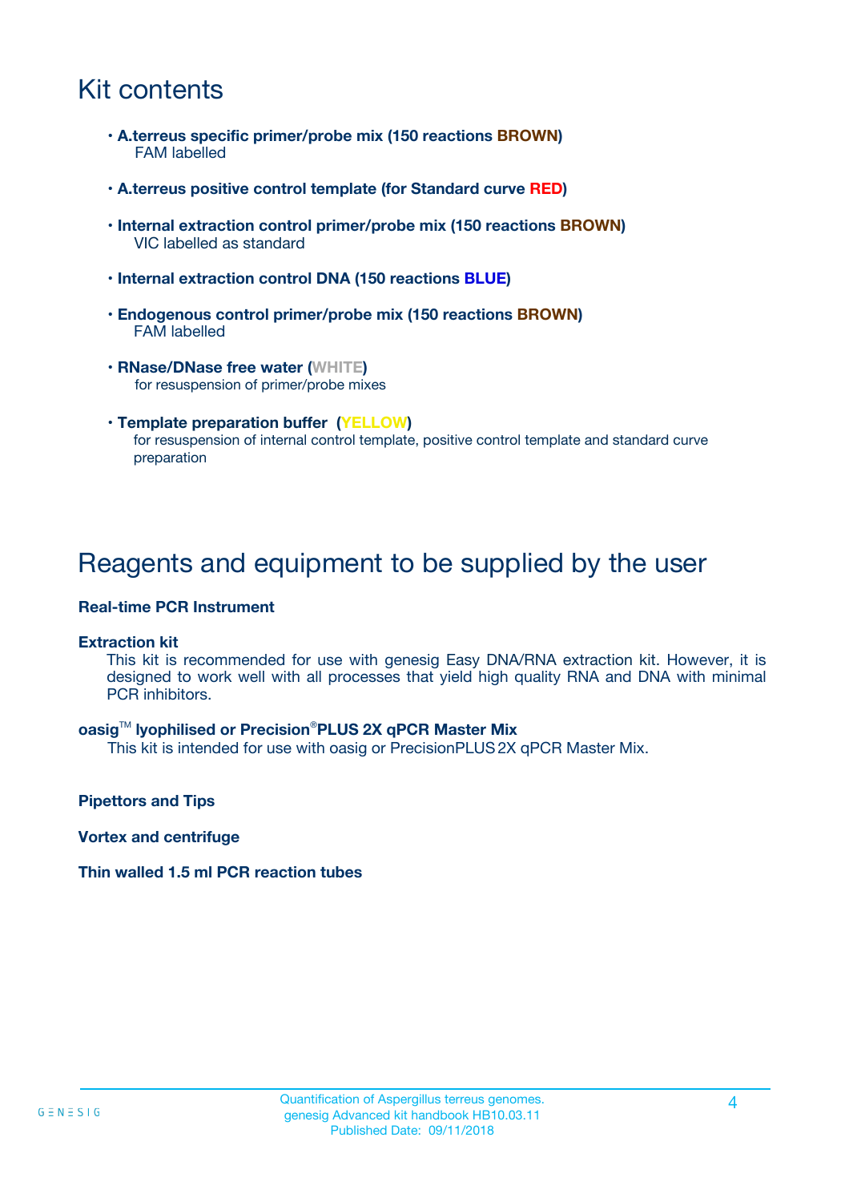# Kit contents

- **A.terreus specific primer/probe mix (150 reactions BROWN)**
  FAM labelled

- **A.terreus positive control template (for Standard curve RED)**

- **Internal extraction control primer/probe mix (150 reactions BROWN)**
  VIC labelled as standard

- **Internal extraction control DNA (150 reactions BLUE)**

- **Endogenous control primer/probe mix (150 reactions BROWN)**
  FAM labelled

- **RNase/DNase free water (WHITE)**
  for resuspension of primer/probe mixes

- **Template preparation buffer (YELLOW)**
  for resuspension of internal control template, positive control template and standard curve preparation

# Reagents and equipment to be supplied by the user

**Real-time PCR Instrument**

**Extraction kit**

This kit is recommended for use with genesig Easy DNA/RNA extraction kit. However, it is designed to work well with all processes that yield high quality RNA and DNA with minimal PCR inhibitors.

**oasig™ lyophilised or Precision®PLUS 2X qPCR Master Mix**

This kit is intended for use with oasig or PrecisionPLUS 2X qPCR Master Mix.

**Pipettors and Tips**

**Vortex and centrifuge**

**Thin walled 1.5 ml PCR reaction tubes**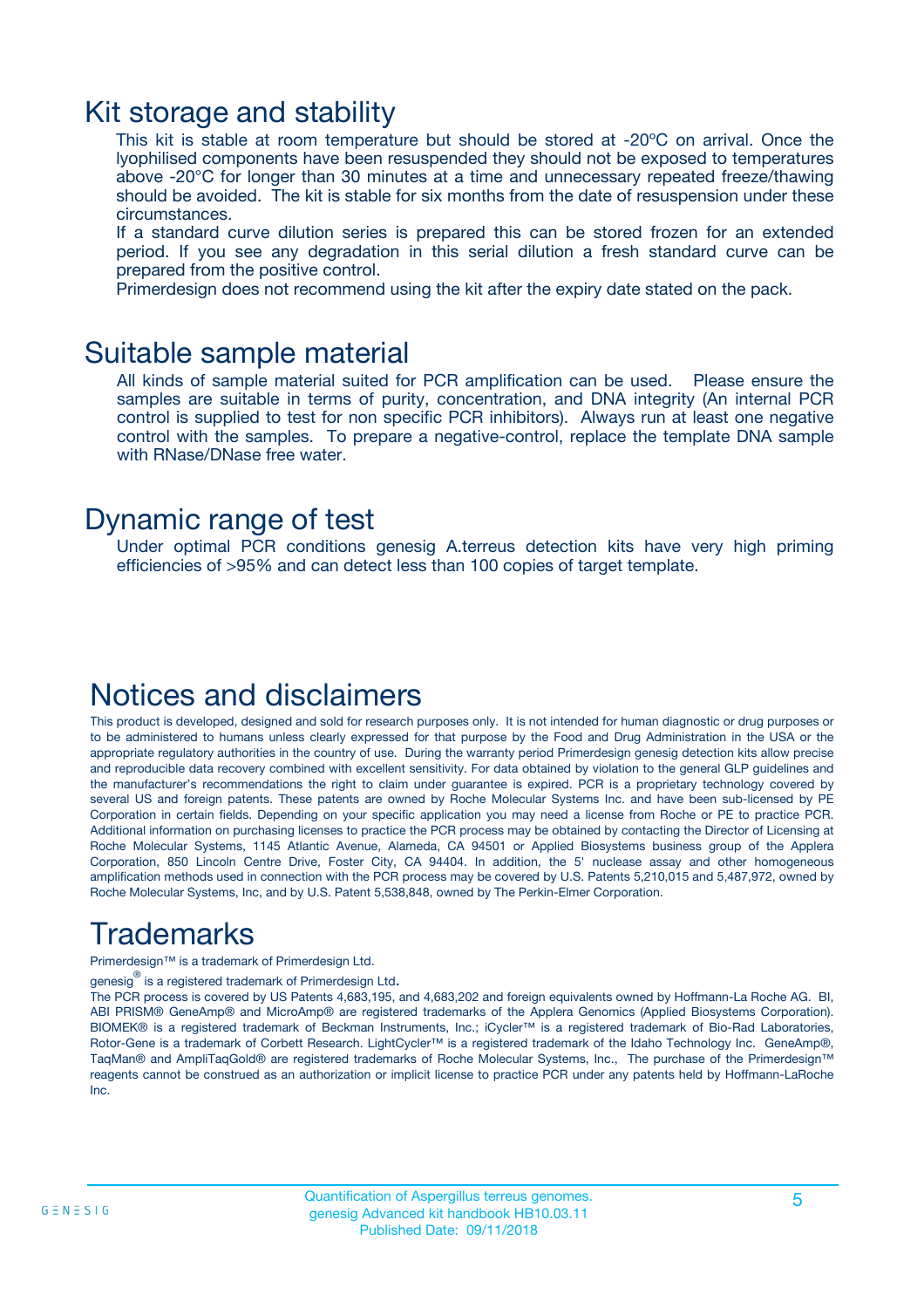# Kit storage and stability

This kit is stable at room temperature but should be stored at -20ºC on arrival. Once the lyophilised components have been resuspended they should not be exposed to temperatures above -20°C for longer than 30 minutes at a time and unnecessary repeated freeze/thawing should be avoided. The kit is stable for six months from the date of resuspension under these circumstances.

If a standard curve dilution series is prepared this can be stored frozen for an extended period. If you see any degradation in this serial dilution a fresh standard curve can be prepared from the positive control.

Primerdesign does not recommend using the kit after the expiry date stated on the pack.

# Suitable sample material

All kinds of sample material suited for PCR amplification can be used. Please ensure the samples are suitable in terms of purity, concentration, and DNA integrity (An internal PCR control is supplied to test for non specific PCR inhibitors). Always run at least one negative control with the samples. To prepare a negative-control, replace the template DNA sample with RNase/DNase free water.

# Dynamic range of test

Under optimal PCR conditions genesig A.terreus detection kits have very high priming efficiencies of >95% and can detect less than 100 copies of target template.

# Notices and disclaimers

This product is developed, designed and sold for research purposes only. It is not intended for human diagnostic or drug purposes or to be administered to humans unless clearly expressed for that purpose by the Food and Drug Administration in the USA or the appropriate regulatory authorities in the country of use. During the warranty period Primerdesign genesig detection kits allow precise and reproducible data recovery combined with excellent sensitivity. For data obtained by violation to the general GLP guidelines and the manufacturer's recommendations the right to claim under guarantee is expired. PCR is a proprietary technology covered by several US and foreign patents. These patents are owned by Roche Molecular Systems Inc. and have been sub-licensed by PE Corporation in certain fields. Depending on your specific application you may need a license from Roche or PE to practice PCR. Additional information on purchasing licenses to practice the PCR process may be obtained by contacting the Director of Licensing at Roche Molecular Systems, 1145 Atlantic Avenue, Alameda, CA 94501 or Applied Biosystems business group of the Applera Corporation, 850 Lincoln Centre Drive, Foster City, CA 94404. In addition, the 5' nuclease assay and other homogeneous amplification methods used in connection with the PCR process may be covered by U.S. Patents 5,210,015 and 5,487,972, owned by Roche Molecular Systems, Inc, and by U.S. Patent 5,538,848, owned by The Perkin-Elmer Corporation.

# Trademarks

Primerdesign™ is a trademark of Primerdesign Ltd.

genesig® is a registered trademark of Primerdesign Ltd.

The PCR process is covered by US Patents 4,683,195, and 4,683,202 and foreign equivalents owned by Hoffmann-La Roche AG. BI, ABI PRISM® GeneAmp® and MicroAmp® are registered trademarks of the Applera Genomics (Applied Biosystems Corporation). BIOMEK® is a registered trademark of Beckman Instruments, Inc.; iCycler™ is a registered trademark of Bio-Rad Laboratories, Rotor-Gene is a trademark of Corbett Research. LightCycler™ is a registered trademark of the Idaho Technology Inc. GeneAmp®, TaqMan® and AmpliTaqGold® are registered trademarks of Roche Molecular Systems, Inc., The purchase of the Primerdesign™ reagents cannot be construed as an authorization or implicit license to practice PCR under any patents held by Hoffmann-LaRoche Inc.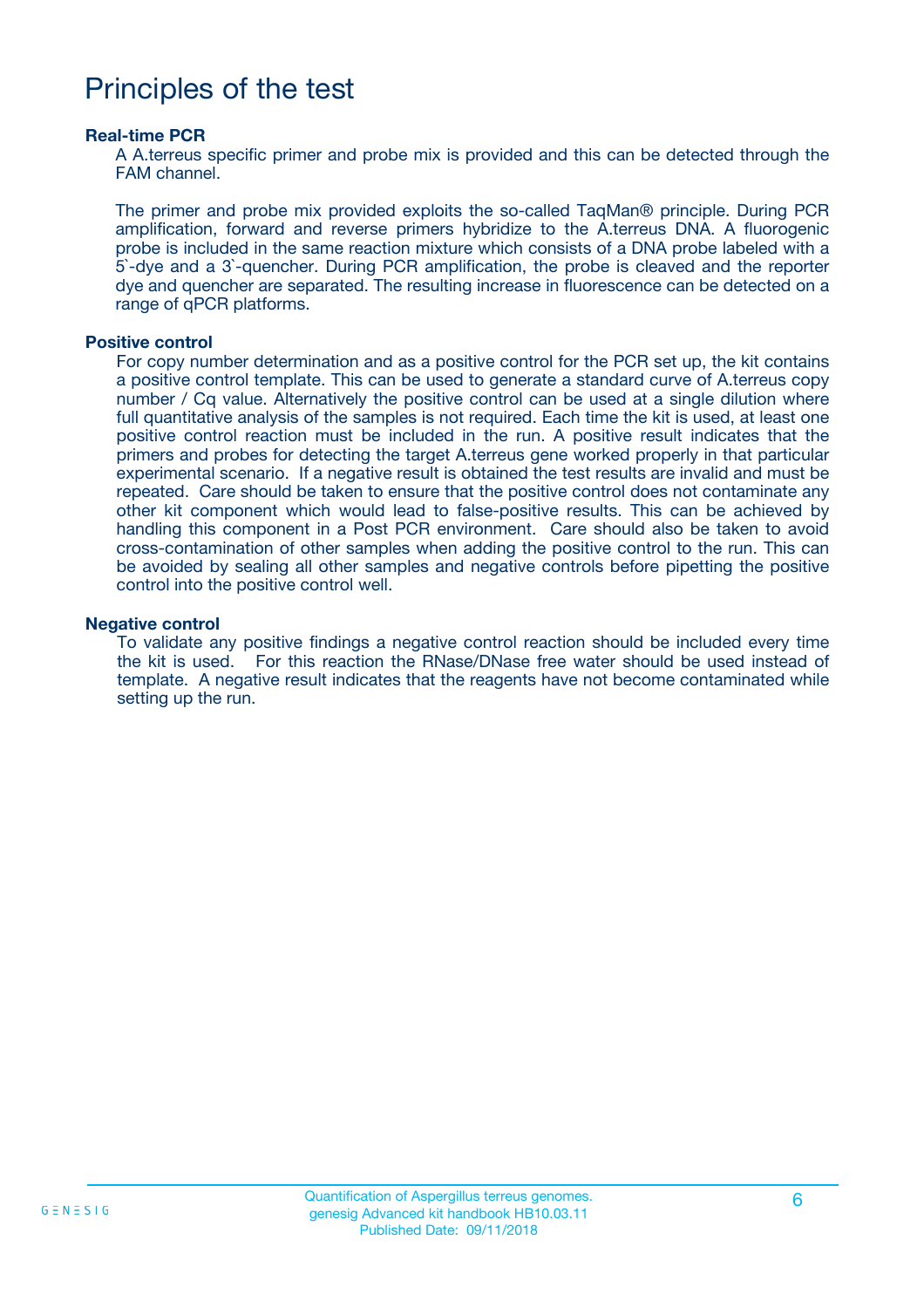# Principles of the test

### Real-time PCR

A A.terreus specific primer and probe mix is provided and this can be detected through the FAM channel.

The primer and probe mix provided exploits the so-called TaqMan® principle. During PCR amplification, forward and reverse primers hybridize to the A.terreus DNA. A fluorogenic probe is included in the same reaction mixture which consists of a DNA probe labeled with a 5`-dye and a 3`-quencher. During PCR amplification, the probe is cleaved and the reporter dye and quencher are separated. The resulting increase in fluorescence can be detected on a range of qPCR platforms.

### Positive control

For copy number determination and as a positive control for the PCR set up, the kit contains a positive control template. This can be used to generate a standard curve of A.terreus copy number / Cq value. Alternatively the positive control can be used at a single dilution where full quantitative analysis of the samples is not required. Each time the kit is used, at least one positive control reaction must be included in the run. A positive result indicates that the primers and probes for detecting the target A.terreus gene worked properly in that particular experimental scenario. If a negative result is obtained the test results are invalid and must be repeated. Care should be taken to ensure that the positive control does not contaminate any other kit component which would lead to false-positive results. This can be achieved by handling this component in a Post PCR environment. Care should also be taken to avoid cross-contamination of other samples when adding the positive control to the run. This can be avoided by sealing all other samples and negative controls before pipetting the positive control into the positive control well.

### Negative control

To validate any positive findings a negative control reaction should be included every time the kit is used. For this reaction the RNase/DNase free water should be used instead of template. A negative result indicates that the reagents have not become contaminated while setting up the run.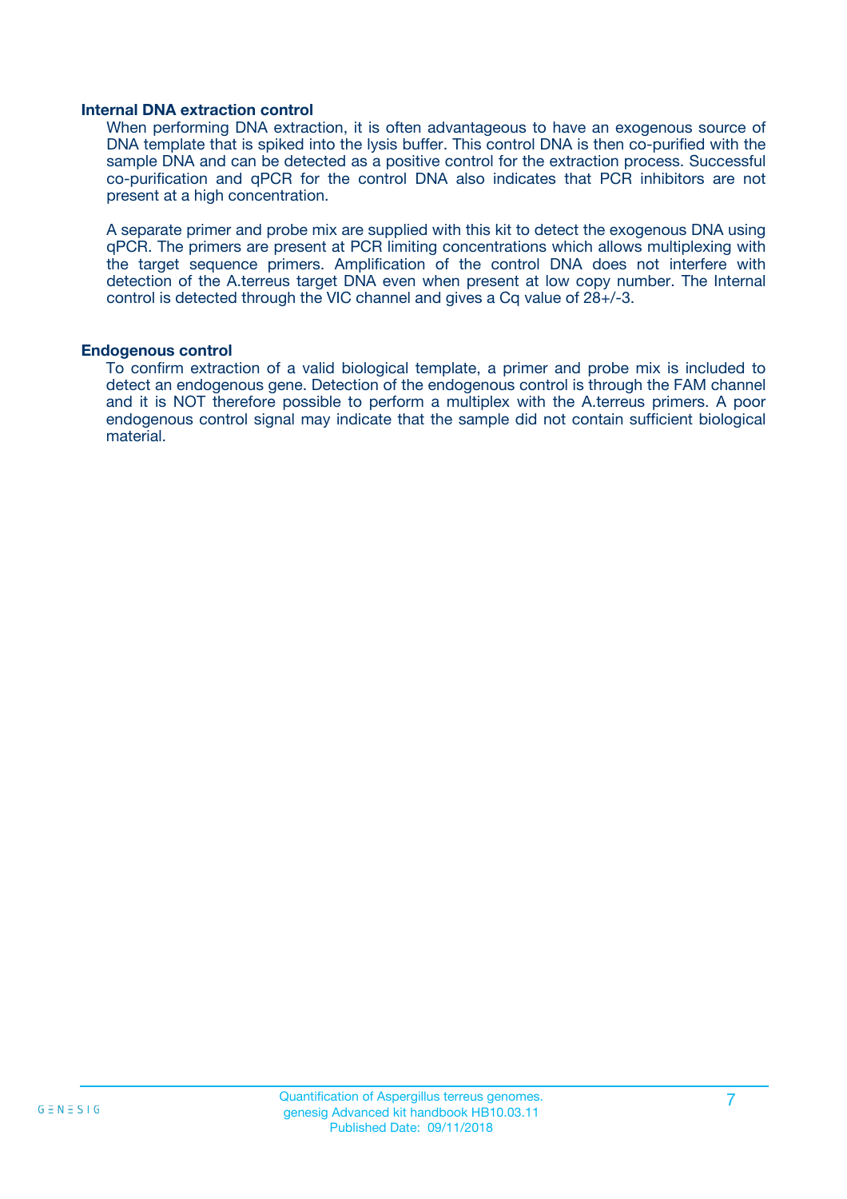### Internal DNA extraction control

When performing DNA extraction, it is often advantageous to have an exogenous source of DNA template that is spiked into the lysis buffer. This control DNA is then co-purified with the sample DNA and can be detected as a positive control for the extraction process. Successful co-purification and qPCR for the control DNA also indicates that PCR inhibitors are not present at a high concentration.

A separate primer and probe mix are supplied with this kit to detect the exogenous DNA using qPCR. The primers are present at PCR limiting concentrations which allows multiplexing with the target sequence primers. Amplification of the control DNA does not interfere with detection of the A.terreus target DNA even when present at low copy number. The Internal control is detected through the VIC channel and gives a Cq value of 28+/-3.

### Endogenous control

To confirm extraction of a valid biological template, a primer and probe mix is included to detect an endogenous gene. Detection of the endogenous control is through the FAM channel and it is NOT therefore possible to perform a multiplex with the A.terreus primers. A poor endogenous control signal may indicate that the sample did not contain sufficient biological material.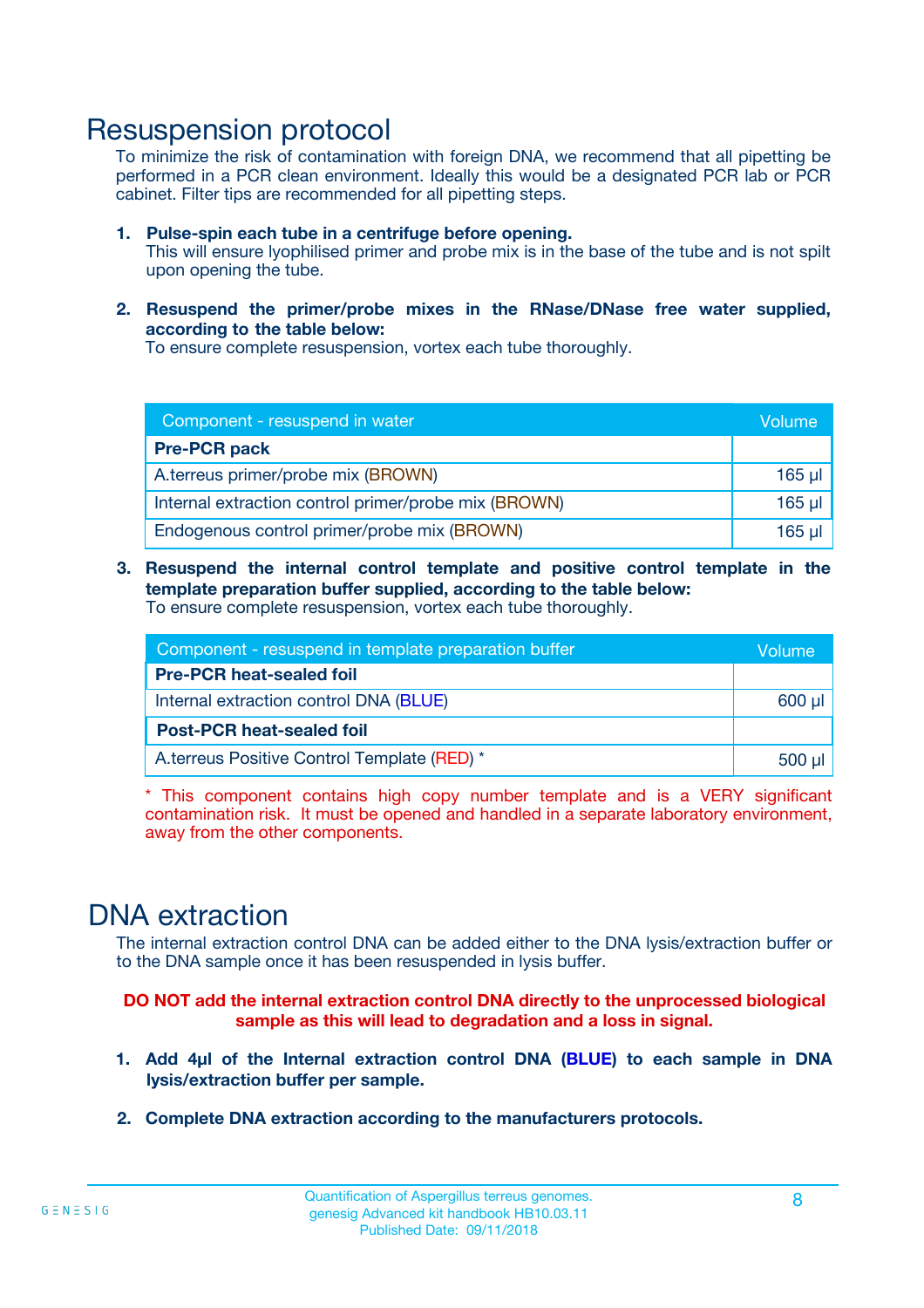# Resuspension protocol

To minimize the risk of contamination with foreign DNA, we recommend that all pipetting be performed in a PCR clean environment. Ideally this would be a designated PCR lab or PCR cabinet. Filter tips are recommended for all pipetting steps.

1. **Pulse-spin each tube in a centrifuge before opening.**
   This will ensure lyophilised primer and probe mix is in the base of the tube and is not spilt upon opening the tube.

2. **Resuspend the primer/probe mixes in the RNase/DNase free water supplied, according to the table below:**
   To ensure complete resuspension, vortex each tube thoroughly.

| Component - resuspend in water | Volume |
|---|---|
| **Pre-PCR pack** | |
| A.terreus primer/probe mix (BROWN) | 165 µl |
| Internal extraction control primer/probe mix (BROWN) | 165 µl |
| Endogenous control primer/probe mix (BROWN) | 165 µl |

3. **Resuspend the internal control template and positive control template in the template preparation buffer supplied, according to the table below:**
   To ensure complete resuspension, vortex each tube thoroughly.

| Component - resuspend in template preparation buffer | Volume |
|---|---|
| **Pre-PCR heat-sealed foil** | |
| Internal extraction control DNA (BLUE) | 600 µl |
| **Post-PCR heat-sealed foil** | |
| A.terreus Positive Control Template (RED) * | 500 µl |

\* This component contains high copy number template and is a VERY significant contamination risk. It must be opened and handled in a separate laboratory environment, away from the other components.

# DNA extraction

The internal extraction control DNA can be added either to the DNA lysis/extraction buffer or to the DNA sample once it has been resuspended in lysis buffer.

**DO NOT add the internal extraction control DNA directly to the unprocessed biological sample as this will lead to degradation and a loss in signal.**

1. **Add 4µl of the Internal extraction control DNA (BLUE) to each sample in DNA lysis/extraction buffer per sample.**

2. **Complete DNA extraction according to the manufacturers protocols.**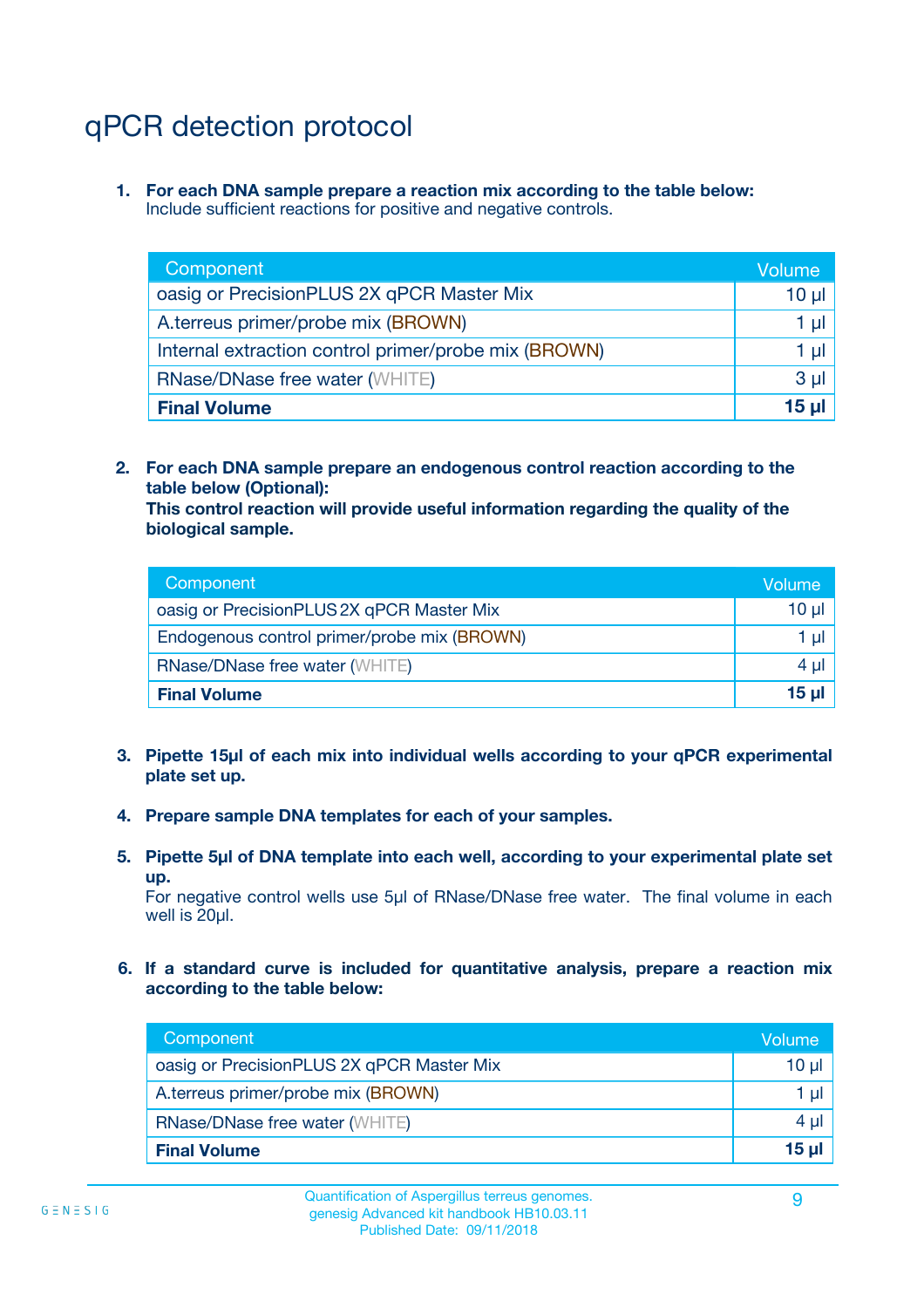# qPCR detection protocol

1. **For each DNA sample prepare a reaction mix according to the table below:**
   Include sufficient reactions for positive and negative controls.

| Component | Volume |
|---|---|
| oasig or PrecisionPLUS 2X qPCR Master Mix | 10 µl |
| A.terreus primer/probe mix (BROWN) | 1 µl |
| Internal extraction control primer/probe mix (BROWN) | 1 µl |
| RNase/DNase free water (WHITE) | 3 µl |
| **Final Volume** | **15 µl** |

2. **For each DNA sample prepare an endogenous control reaction according to the table below (Optional):**
   **This control reaction will provide useful information regarding the quality of the biological sample.**

| Component | Volume |
|---|---|
| oasig or PrecisionPLUS 2X qPCR Master Mix | 10 µl |
| Endogenous control primer/probe mix (BROWN) | 1 µl |
| RNase/DNase free water (WHITE) | 4 µl |
| **Final Volume** | **15 µl** |

3. **Pipette 15µl of each mix into individual wells according to your qPCR experimental plate set up.**

4. **Prepare sample DNA templates for each of your samples.**

5. **Pipette 5µl of DNA template into each well, according to your experimental plate set up.**
   For negative control wells use 5µl of RNase/DNase free water. The final volume in each well is 20µl.

6. **If a standard curve is included for quantitative analysis, prepare a reaction mix according to the table below:**

| Component | Volume |
|---|---|
| oasig or PrecisionPLUS 2X qPCR Master Mix | 10 µl |
| A.terreus primer/probe mix (BROWN) | 1 µl |
| RNase/DNase free water (WHITE) | 4 µl |
| **Final Volume** | **15 µl** |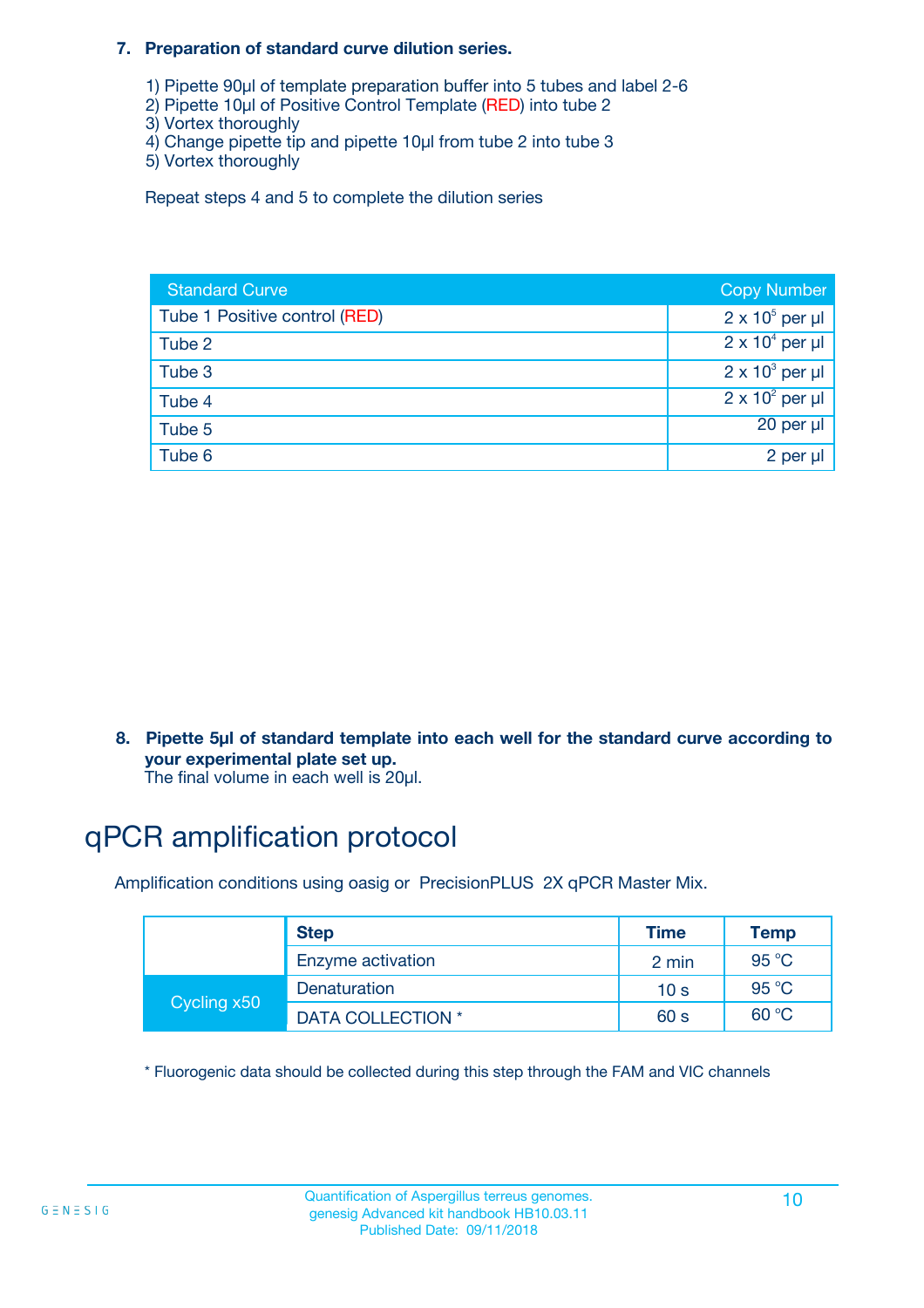**7. Preparation of standard curve dilution series.**

1) Pipette 90µl of template preparation buffer into 5 tubes and label 2-6
2) Pipette 10µl of Positive Control Template (RED) into tube 2
3) Vortex thoroughly
4) Change pipette tip and pipette 10µl from tube 2 into tube 3
5) Vortex thoroughly

Repeat steps 4 and 5 to complete the dilution series

| Standard Curve | Copy Number |
|---|---|
| Tube 1 Positive control (RED) | $2 \times 10^5$ per µl |
| Tube 2 | $2 \times 10^4$ per µl |
| Tube 3 | $2 \times 10^3$ per µl |
| Tube 4 | $2 \times 10^2$ per µl |
| Tube 5 | 20 per µl |
| Tube 6 | 2 per µl |

**8. Pipette 5µl of standard template into each well for the standard curve according to your experimental plate set up.**
The final volume in each well is 20µl.

# qPCR amplification protocol

Amplification conditions using oasig or PrecisionPLUS 2X qPCR Master Mix.

| | Step | Time | Temp |
|---|---|---|---|
| | Enzyme activation | 2 min | 95 °C |
| Cycling x50 | Denaturation | 10 s | 95 °C |
| | DATA COLLECTION * | 60 s | 60 °C |

* Fluorogenic data should be collected during this step through the FAM and VIC channels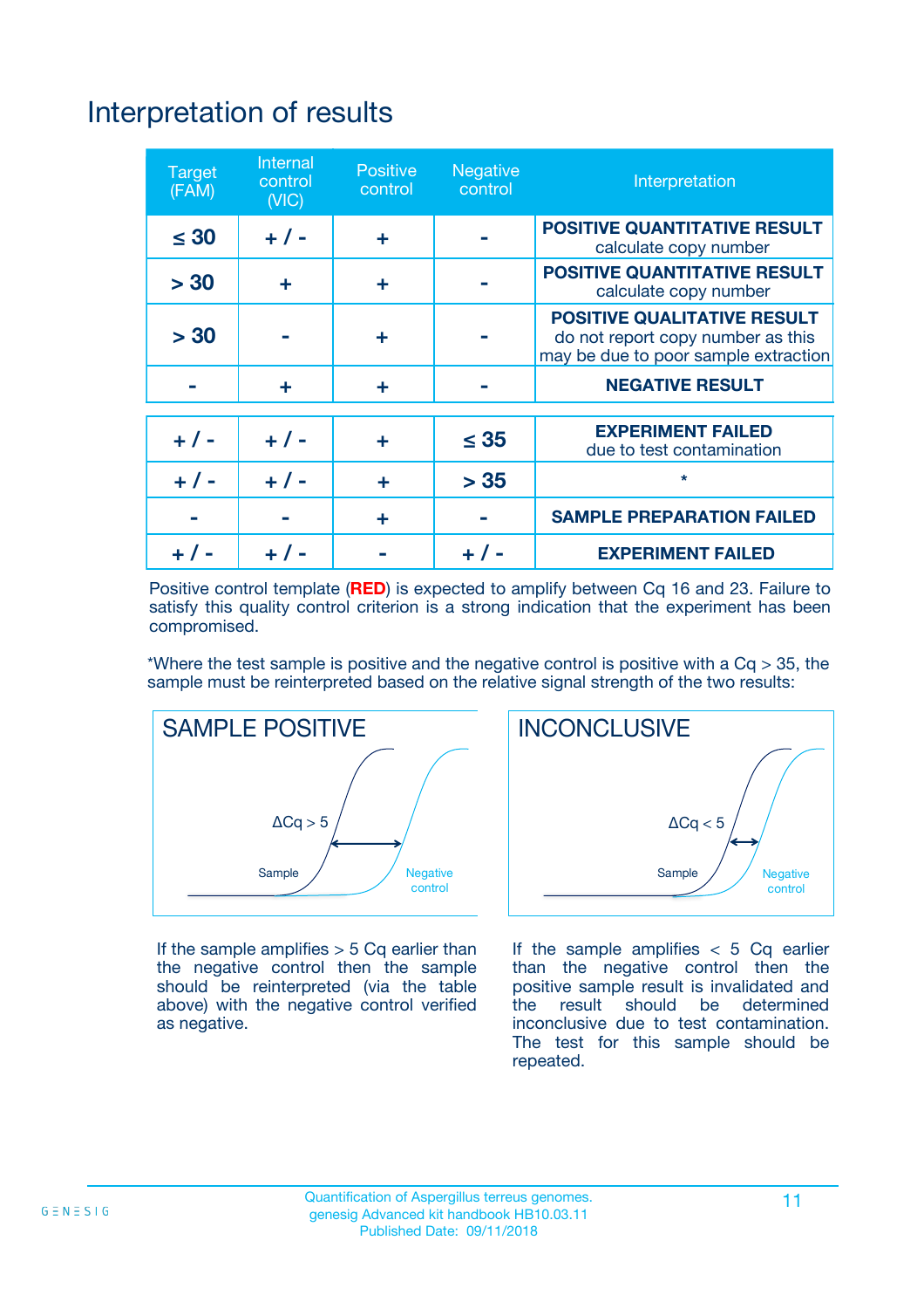# Interpretation of results

| Target (FAM) | Internal control (VIC) | Positive control | Negative control | Interpretation |
|---|---|---|---|---|
| ≤ 30 | + / - | + | - | **POSITIVE QUANTITATIVE RESULT** calculate copy number |
| > 30 | + | + | - | **POSITIVE QUANTITATIVE RESULT** calculate copy number |
| > 30 | - | + | - | **POSITIVE QUALITATIVE RESULT** do not report copy number as this may be due to poor sample extraction |
| - | + | + | - | **NEGATIVE RESULT** |
| + / - | + / - | + | ≤ 35 | **EXPERIMENT FAILED** due to test contamination |
| + / - | + / - | + | > 35 | * |
| - | - | + | - | **SAMPLE PREPARATION FAILED** |
| + / - | + / - | - | + / - | **EXPERIMENT FAILED** |

Positive control template (**RED**) is expected to amplify between Cq 16 and 23. Failure to satisfy this quality control criterion is a strong indication that the experiment has been compromised.

*Where the test sample is positive and the negative control is positive with a Cq > 35, the sample must be reinterpreted based on the relative signal strength of the two results:

**SAMPLE POSITIVE**

ΔCq > 5

Sample

Negative control

If the sample amplifies > 5 Cq earlier than the negative control then the sample should be reinterpreted (via the table above) with the negative control verified as negative.

**INCONCLUSIVE**

ΔCq < 5

Sample

Negative control

If the sample amplifies < 5 Cq earlier than the negative control then the positive sample result is invalidated and the result should be determined inconclusive due to test contamination. The test for this sample should be repeated.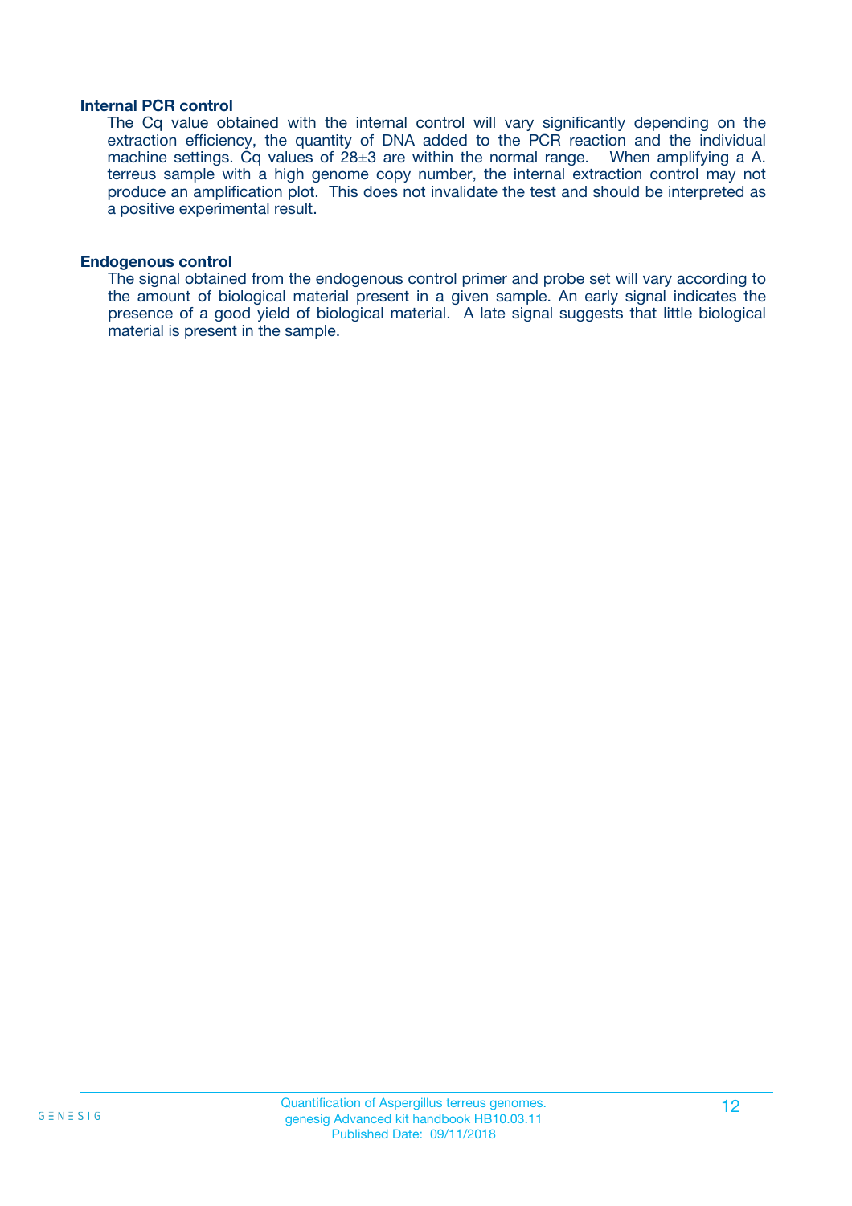### Internal PCR control

The Cq value obtained with the internal control will vary significantly depending on the extraction efficiency, the quantity of DNA added to the PCR reaction and the individual machine settings. Cq values of $28\pm3$ are within the normal range. When amplifying a A. terreus sample with a high genome copy number, the internal extraction control may not produce an amplification plot. This does not invalidate the test and should be interpreted as a positive experimental result.

### Endogenous control

The signal obtained from the endogenous control primer and probe set will vary according to the amount of biological material present in a given sample. An early signal indicates the presence of a good yield of biological material. A late signal suggests that little biological material is present in the sample.